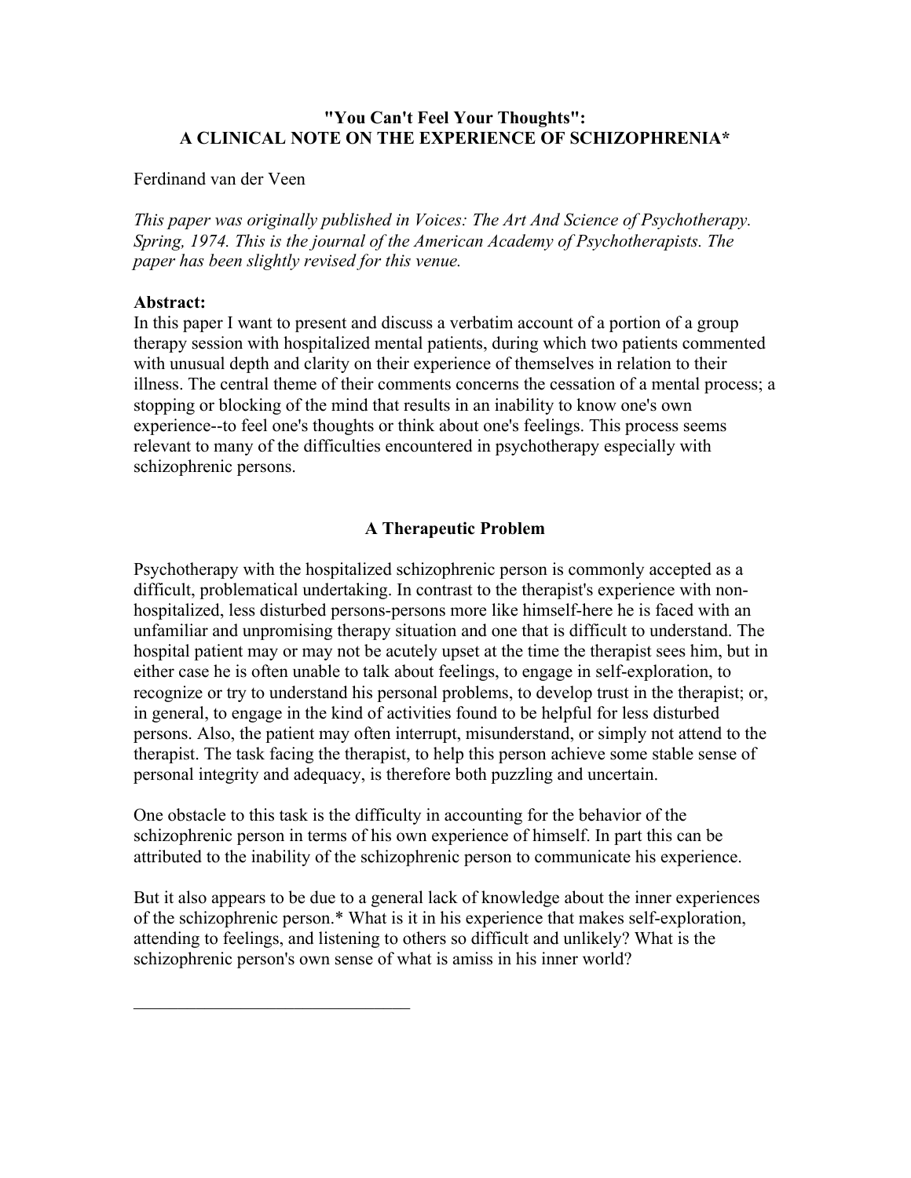# "You Can't Feel Your Thoughts": A CLINICAL NOTE ON THE EXPERIENCE OF SCHIZOPHRENIA*

Ferdinand van der Veen

*This paper was originally published in Voices: The Art And Science of Psychotherapy. Spring, 1974. This is the journal of the American Academy of Psychotherapists. The paper has been slightly revised for this venue.*

**Abstract:**
In this paper I want to present and discuss a verbatim account of a portion of a group therapy session with hospitalized mental patients, during which two patients commented with unusual depth and clarity on their experience of themselves in relation to their illness. The central theme of their comments concerns the cessation of a mental process; a stopping or blocking of the mind that results in an inability to know one's own experience--to feel one's thoughts or think about one's feelings. This process seems relevant to many of the difficulties encountered in psychotherapy especially with schizophrenic persons.

## A Therapeutic Problem

Psychotherapy with the hospitalized schizophrenic person is commonly accepted as a difficult, problematical undertaking. In contrast to the therapist's experience with non-hospitalized, less disturbed persons-persons more like himself-here he is faced with an unfamiliar and unpromising therapy situation and one that is difficult to understand. The hospital patient may or may not be acutely upset at the time the therapist sees him, but in either case he is often unable to talk about feelings, to engage in self-exploration, to recognize or try to understand his personal problems, to develop trust in the therapist; or, in general, to engage in the kind of activities found to be helpful for less disturbed persons. Also, the patient may often interrupt, misunderstand, or simply not attend to the therapist. The task facing the therapist, to help this person achieve some stable sense of personal integrity and adequacy, is therefore both puzzling and uncertain.

One obstacle to this task is the difficulty in accounting for the behavior of the schizophrenic person in terms of his own experience of himself. In part this can be attributed to the inability of the schizophrenic person to communicate his experience.

But it also appears to be due to a general lack of knowledge about the inner experiences of the schizophrenic person.* What is it in his experience that makes self-exploration, attending to feelings, and listening to others so difficult and unlikely? What is the schizophrenic person's own sense of what is amiss in his inner world?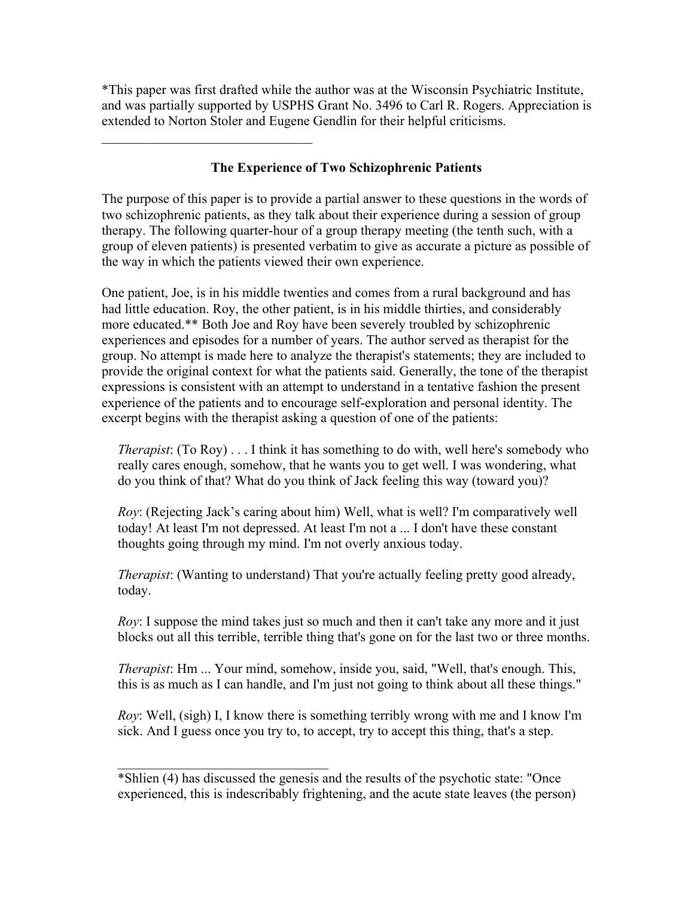*This paper was first drafted while the author was at the Wisconsin Psychiatric Institute, and was partially supported by USPHS Grant No. 3496 to Carl R. Rogers. Appreciation is extended to Norton Stoler and Eugene Gendlin for their helpful criticisms.

---

## The Experience of Two Schizophrenic Patients

The purpose of this paper is to provide a partial answer to these questions in the words of two schizophrenic patients, as they talk about their experience during a session of group therapy. The following quarter-hour of a group therapy meeting (the tenth such, with a group of eleven patients) is presented verbatim to give as accurate a picture as possible of the way in which the patients viewed their own experience.

One patient, Joe, is in his middle twenties and comes from a rural background and has had little education. Roy, the other patient, is in his middle thirties, and considerably more educated.** Both Joe and Roy have been severely troubled by schizophrenic experiences and episodes for a number of years. The author served as therapist for the group. No attempt is made here to analyze the therapist's statements; they are included to provide the original context for what the patients said. Generally, the tone of the therapist expressions is consistent with an attempt to understand in a tentative fashion the present experience of the patients and to encourage self-exploration and personal identity. The excerpt begins with the therapist asking a question of one of the patients:

> *Therapist*: (To Roy) . . . I think it has something to do with, well here's somebody who really cares enough, somehow, that he wants you to get well. I was wondering, what do you think of that? What do you think of Jack feeling this way (toward you)?
>
> *Roy*: (Rejecting Jack's caring about him) Well, what is well? I'm comparatively well today! At least I'm not depressed. At least I'm not a ... I don't have these constant thoughts going through my mind. I'm not overly anxious today.
>
> *Therapist*: (Wanting to understand) That you're actually feeling pretty good already, today.
>
> *Roy*: I suppose the mind takes just so much and then it can't take any more and it just blocks out all this terrible, terrible thing that's gone on for the last two or three months.
>
> *Therapist*: Hm ... Your mind, somehow, inside you, said, "Well, that's enough. This, this is as much as I can handle, and I'm just not going to think about all these things."
>
> *Roy*: Well, (sigh) I, I know there is something terribly wrong with me and I know I'm sick. And I guess once you try to, to accept, try to accept this thing, that's a step.

---

*Shlien (4) has discussed the genesis and the results of the psychotic state: "Once experienced, this is indescribably frightening, and the acute state leaves (the person)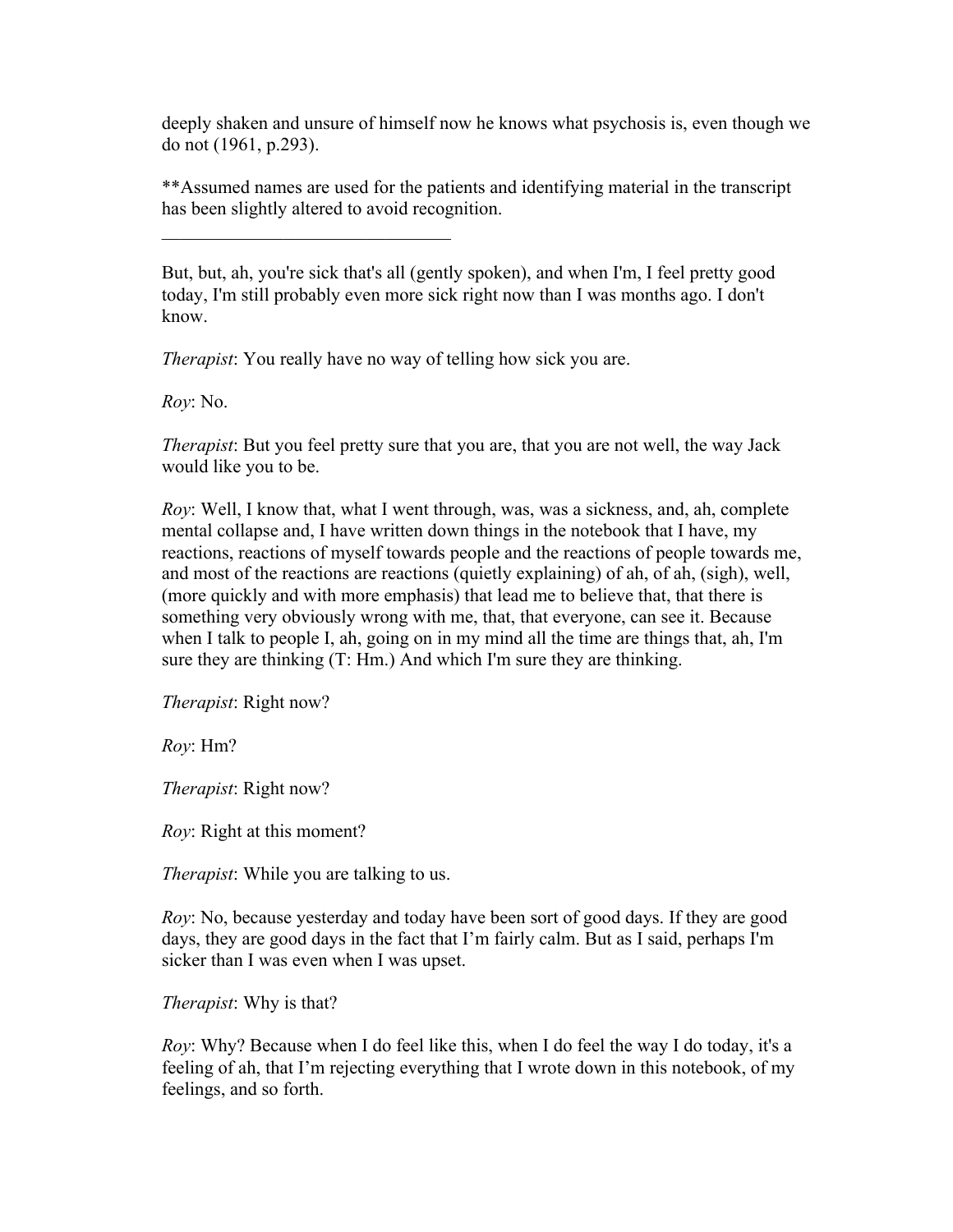deeply shaken and unsure of himself now he knows what psychosis is, even though we do not (1961, p.293).

**Assumed names are used for the patients and identifying material in the transcript has been slightly altered to avoid recognition.

---

But, but, ah, you're sick that's all (gently spoken), and when I'm, I feel pretty good today, I'm still probably even more sick right now than I was months ago. I don't know.

*Therapist*: You really have no way of telling how sick you are.

*Roy*: No.

*Therapist*: But you feel pretty sure that you are, that you are not well, the way Jack would like you to be.

*Roy*: Well, I know that, what I went through, was, was a sickness, and, ah, complete mental collapse and, I have written down things in the notebook that I have, my reactions, reactions of myself towards people and the reactions of people towards me, and most of the reactions are reactions (quietly explaining) of ah, of ah, (sigh), well, (more quickly and with more emphasis) that lead me to believe that, that there is something very obviously wrong with me, that, that everyone, can see it. Because when I talk to people I, ah, going on in my mind all the time are things that, ah, I'm sure they are thinking (T: Hm.) And which I'm sure they are thinking.

*Therapist*: Right now?

*Roy*: Hm?

*Therapist*: Right now?

*Roy*: Right at this moment?

*Therapist*: While you are talking to us.

*Roy*: No, because yesterday and today have been sort of good days. If they are good days, they are good days in the fact that I'm fairly calm. But as I said, perhaps I'm sicker than I was even when I was upset.

*Therapist*: Why is that?

*Roy*: Why? Because when I do feel like this, when I do feel the way I do today, it's a feeling of ah, that I'm rejecting everything that I wrote down in this notebook, of my feelings, and so forth.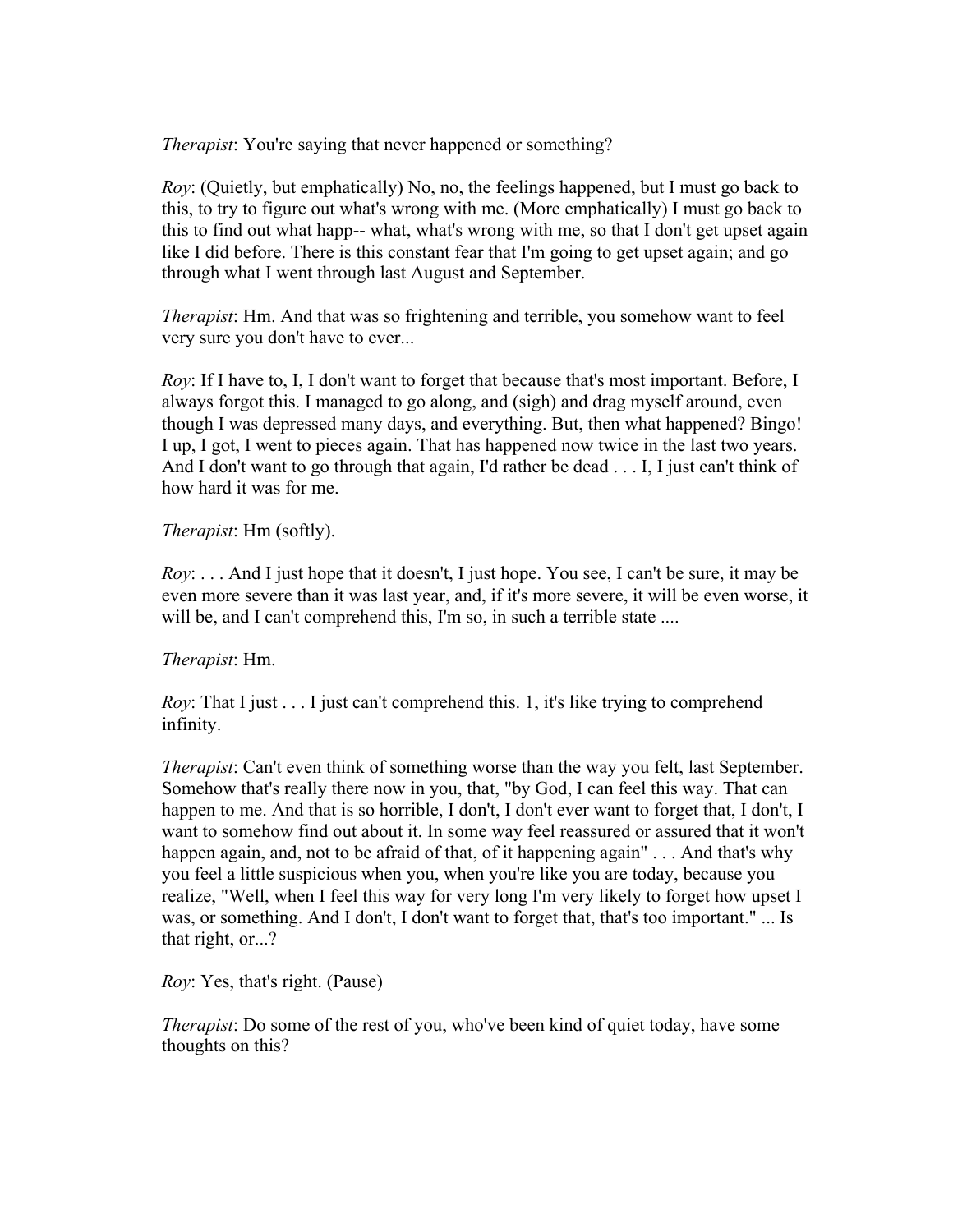*Therapist*: You're saying that never happened or something?

*Roy*: (Quietly, but emphatically) No, no, the feelings happened, but I must go back to this, to try to figure out what's wrong with me. (More emphatically) I must go back to this to find out what happ-- what, what's wrong with me, so that I don't get upset again like I did before. There is this constant fear that I'm going to get upset again; and go through what I went through last August and September.

*Therapist*: Hm. And that was so frightening and terrible, you somehow want to feel very sure you don't have to ever...

*Roy*: If I have to, I, I don't want to forget that because that's most important. Before, I always forgot this. I managed to go along, and (sigh) and drag myself around, even though I was depressed many days, and everything. But, then what happened? Bingo! I up, I got, I went to pieces again. That has happened now twice in the last two years. And I don't want to go through that again, I'd rather be dead . . . I, I just can't think of how hard it was for me.

*Therapist*: Hm (softly).

*Roy*: . . . And I just hope that it doesn't, I just hope. You see, I can't be sure, it may be even more severe than it was last year, and, if it's more severe, it will be even worse, it will be, and I can't comprehend this, I'm so, in such a terrible state ....

*Therapist*: Hm.

*Roy*: That I just . . . I just can't comprehend this. 1, it's like trying to comprehend infinity.

*Therapist*: Can't even think of something worse than the way you felt, last September. Somehow that's really there now in you, that, "by God, I can feel this way. That can happen to me. And that is so horrible, I don't, I don't ever want to forget that, I don't, I want to somehow find out about it. In some way feel reassured or assured that it won't happen again, and, not to be afraid of that, of it happening again" . . . And that's why you feel a little suspicious when you, when you're like you are today, because you realize, "Well, when I feel this way for very long I'm very likely to forget how upset I was, or something. And I don't, I don't want to forget that, that's too important." ... Is that right, or...?

*Roy*: Yes, that's right. (Pause)

*Therapist*: Do some of the rest of you, who've been kind of quiet today, have some thoughts on this?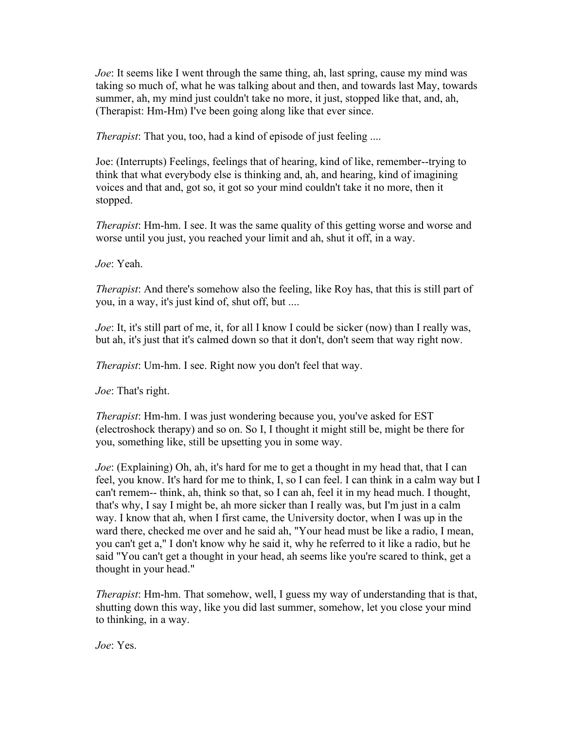*Joe*: It seems like I went through the same thing, ah, last spring, cause my mind was taking so much of, what he was talking about and then, and towards last May, towards summer, ah, my mind just couldn't take no more, it just, stopped like that, and, ah, (Therapist: Hm-Hm) I've been going along like that ever since.

*Therapist*: That you, too, had a kind of episode of just feeling ....

Joe: (Interrupts) Feelings, feelings that of hearing, kind of like, remember--trying to think that what everybody else is thinking and, ah, and hearing, kind of imagining voices and that and, got so, it got so your mind couldn't take it no more, then it stopped.

*Therapist*: Hm-hm. I see. It was the same quality of this getting worse and worse and worse until you just, you reached your limit and ah, shut it off, in a way.

*Joe*: Yeah.

*Therapist*: And there's somehow also the feeling, like Roy has, that this is still part of you, in a way, it's just kind of, shut off, but ....

*Joe*: It, it's still part of me, it, for all I know I could be sicker (now) than I really was, but ah, it's just that it's calmed down so that it don't, don't seem that way right now.

*Therapist*: Um-hm. I see. Right now you don't feel that way.

*Joe*: That's right.

*Therapist*: Hm-hm. I was just wondering because you, you've asked for EST (electroshock therapy) and so on. So I, I thought it might still be, might be there for you, something like, still be upsetting you in some way.

*Joe*: (Explaining) Oh, ah, it's hard for me to get a thought in my head that, that I can feel, you know. It's hard for me to think, I, so I can feel. I can think in a calm way but I can't remem-- think, ah, think so that, so I can ah, feel it in my head much. I thought, that's why, I say I might be, ah more sicker than I really was, but I'm just in a calm way. I know that ah, when I first came, the University doctor, when I was up in the ward there, checked me over and he said ah, "Your head must be like a radio, I mean, you can't get a," I don't know why he said it, why he referred to it like a radio, but he said "You can't get a thought in your head, ah seems like you're scared to think, get a thought in your head."

*Therapist*: Hm-hm. That somehow, well, I guess my way of understanding that is that, shutting down this way, like you did last summer, somehow, let you close your mind to thinking, in a way.

*Joe*: Yes.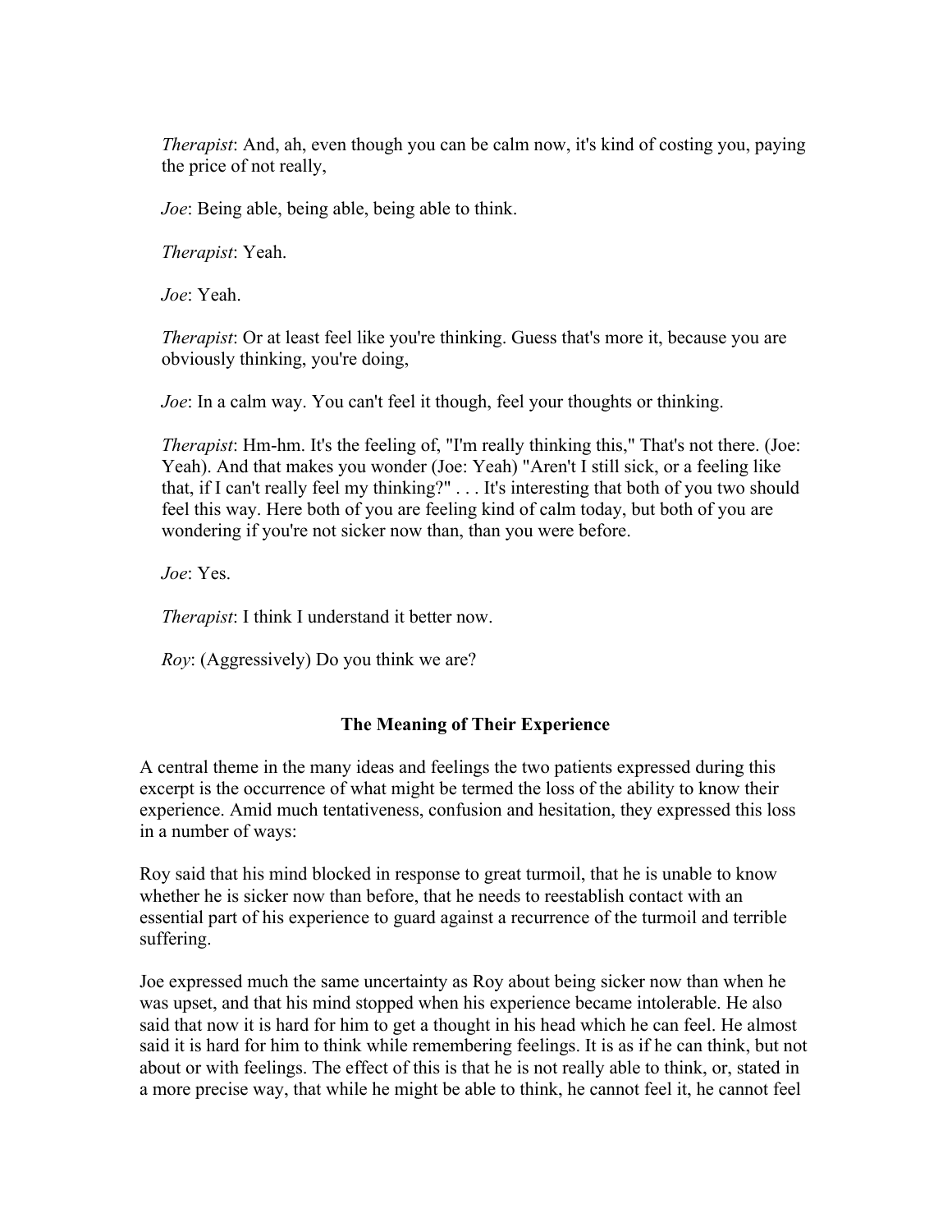*Therapist*: And, ah, even though you can be calm now, it's kind of costing you, paying the price of not really,

*Joe*: Being able, being able, being able to think.

*Therapist*: Yeah.

*Joe*: Yeah.

*Therapist*: Or at least feel like you're thinking. Guess that's more it, because you are obviously thinking, you're doing,

*Joe*: In a calm way. You can't feel it though, feel your thoughts or thinking.

*Therapist*: Hm-hm. It's the feeling of, "I'm really thinking this," That's not there. (Joe: Yeah). And that makes you wonder (Joe: Yeah) "Aren't I still sick, or a feeling like that, if I can't really feel my thinking?" . . . It's interesting that both of you two should feel this way. Here both of you are feeling kind of calm today, but both of you are wondering if you're not sicker now than, than you were before.

*Joe*: Yes.

*Therapist*: I think I understand it better now.

*Roy*: (Aggressively) Do you think we are?

## The Meaning of Their Experience

A central theme in the many ideas and feelings the two patients expressed during this excerpt is the occurrence of what might be termed the loss of the ability to know their experience. Amid much tentativeness, confusion and hesitation, they expressed this loss in a number of ways:

Roy said that his mind blocked in response to great turmoil, that he is unable to know whether he is sicker now than before, that he needs to reestablish contact with an essential part of his experience to guard against a recurrence of the turmoil and terrible suffering.

Joe expressed much the same uncertainty as Roy about being sicker now than when he was upset, and that his mind stopped when his experience became intolerable. He also said that now it is hard for him to get a thought in his head which he can feel. He almost said it is hard for him to think while remembering feelings. It is as if he can think, but not about or with feelings. The effect of this is that he is not really able to think, or, stated in a more precise way, that while he might be able to think, he cannot feel it, he cannot feel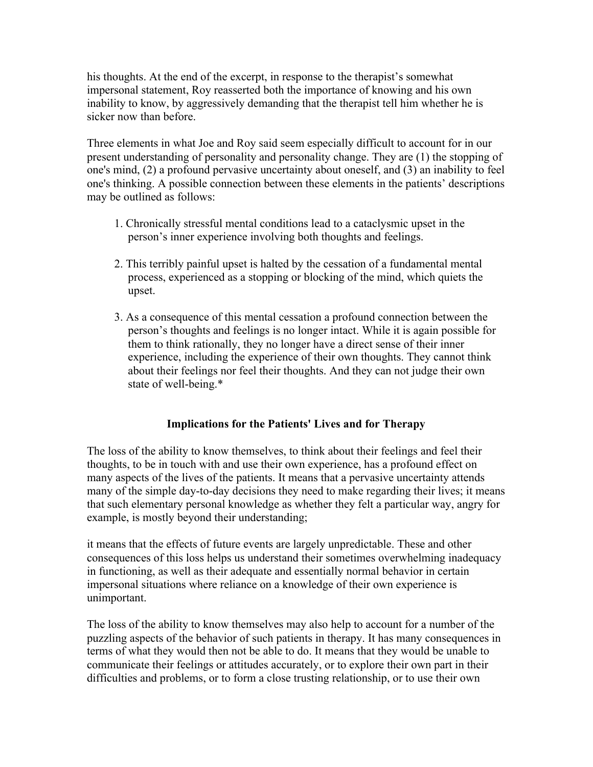his thoughts. At the end of the excerpt, in response to the therapist's somewhat impersonal statement, Roy reasserted both the importance of knowing and his own inability to know, by aggressively demanding that the therapist tell him whether he is sicker now than before.

Three elements in what Joe and Roy said seem especially difficult to account for in our present understanding of personality and personality change. They are (1) the stopping of one's mind, (2) a profound pervasive uncertainty about oneself, and (3) an inability to feel one's thinking. A possible connection between these elements in the patients' descriptions may be outlined as follows:

1. Chronically stressful mental conditions lead to a cataclysmic upset in the person's inner experience involving both thoughts and feelings.

2. This terribly painful upset is halted by the cessation of a fundamental mental process, experienced as a stopping or blocking of the mind, which quiets the upset.

3. As a consequence of this mental cessation a profound connection between the person's thoughts and feelings is no longer intact. While it is again possible for them to think rationally, they no longer have a direct sense of their inner experience, including the experience of their own thoughts. They cannot think about their feelings nor feel their thoughts. And they can not judge their own state of well-being.*

## Implications for the Patients' Lives and for Therapy

The loss of the ability to know themselves, to think about their feelings and feel their thoughts, to be in touch with and use their own experience, has a profound effect on many aspects of the lives of the patients. It means that a pervasive uncertainty attends many of the simple day-to-day decisions they need to make regarding their lives; it means that such elementary personal knowledge as whether they felt a particular way, angry for example, is mostly beyond their understanding;

it means that the effects of future events are largely unpredictable. These and other consequences of this loss helps us understand their sometimes overwhelming inadequacy in functioning, as well as their adequate and essentially normal behavior in certain impersonal situations where reliance on a knowledge of their own experience is unimportant.

The loss of the ability to know themselves may also help to account for a number of the puzzling aspects of the behavior of such patients in therapy. It has many consequences in terms of what they would then not be able to do. It means that they would be unable to communicate their feelings or attitudes accurately, or to explore their own part in their difficulties and problems, or to form a close trusting relationship, or to use their own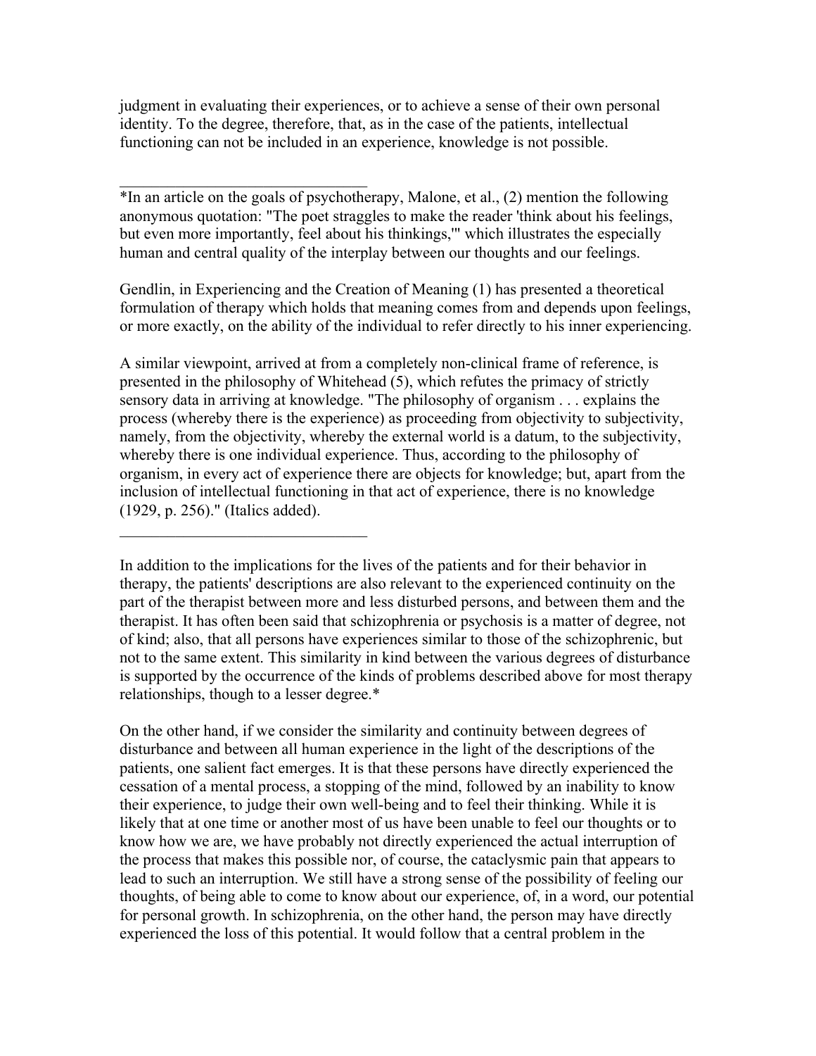judgment in evaluating their experiences, or to achieve a sense of their own personal identity. To the degree, therefore, that, as in the case of the patients, intellectual functioning can not be included in an experience, knowledge is not possible.

______________________________

*In an article on the goals of psychotherapy, Malone, et al., (2) mention the following anonymous quotation: "The poet straggles to make the reader 'think about his feelings, but even more importantly, feel about his thinkings,'" which illustrates the especially human and central quality of the interplay between our thoughts and our feelings.

Gendlin, in Experiencing and the Creation of Meaning (1) has presented a theoretical formulation of therapy which holds that meaning comes from and depends upon feelings, or more exactly, on the ability of the individual to refer directly to his inner experiencing.

A similar viewpoint, arrived at from a completely non-clinical frame of reference, is presented in the philosophy of Whitehead (5), which refutes the primacy of strictly sensory data in arriving at knowledge. "The philosophy of organism . . . explains the process (whereby there is the experience) as proceeding from objectivity to subjectivity, namely, from the objectivity, whereby the external world is a datum, to the subjectivity, whereby there is one individual experience. Thus, according to the philosophy of organism, in every act of experience there are objects for knowledge; but, apart from the inclusion of intellectual functioning in that act of experience, there is no knowledge (1929, p. 256)." (Italics added).

______________________________

In addition to the implications for the lives of the patients and for their behavior in therapy, the patients' descriptions are also relevant to the experienced continuity on the part of the therapist between more and less disturbed persons, and between them and the therapist. It has often been said that schizophrenia or psychosis is a matter of degree, not of kind; also, that all persons have experiences similar to those of the schizophrenic, but not to the same extent. This similarity in kind between the various degrees of disturbance is supported by the occurrence of the kinds of problems described above for most therapy relationships, though to a lesser degree.*

On the other hand, if we consider the similarity and continuity between degrees of disturbance and between all human experience in the light of the descriptions of the patients, one salient fact emerges. It is that these persons have directly experienced the cessation of a mental process, a stopping of the mind, followed by an inability to know their experience, to judge their own well-being and to feel their thinking. While it is likely that at one time or another most of us have been unable to feel our thoughts or to know how we are, we have probably not directly experienced the actual interruption of the process that makes this possible nor, of course, the cataclysmic pain that appears to lead to such an interruption. We still have a strong sense of the possibility of feeling our thoughts, of being able to come to know about our experience, of, in a word, our potential for personal growth. In schizophrenia, on the other hand, the person may have directly experienced the loss of this potential. It would follow that a central problem in the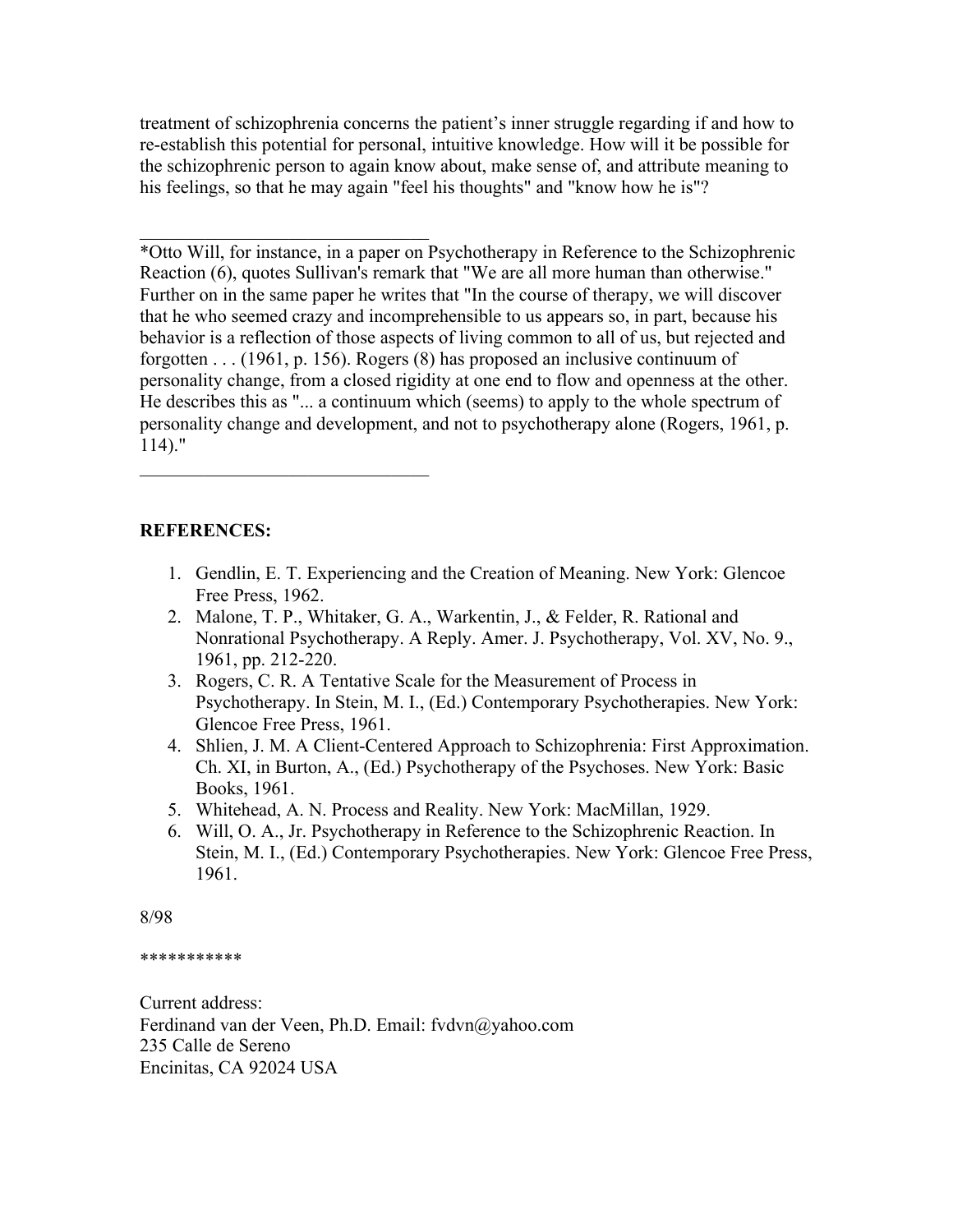treatment of schizophrenia concerns the patient's inner struggle regarding if and how to re-establish this potential for personal, intuitive knowledge. How will it be possible for the schizophrenic person to again know about, make sense of, and attribute meaning to his feelings, so that he may again "feel his thoughts" and "know how he is"?

---

*Otto Will, for instance, in a paper on Psychotherapy in Reference to the Schizophrenic Reaction (6), quotes Sullivan's remark that "We are all more human than otherwise." Further on in the same paper he writes that "In the course of therapy, we will discover that he who seemed crazy and incomprehensible to us appears so, in part, because his behavior is a reflection of those aspects of living common to all of us, but rejected and forgotten . . . (1961, p. 156). Rogers (8) has proposed an inclusive continuum of personality change, from a closed rigidity at one end to flow and openness at the other. He describes this as "... a continuum which (seems) to apply to the whole spectrum of personality change and development, and not to psychotherapy alone (Rogers, 1961, p. 114)."

---

**REFERENCES:**

1. Gendlin, E. T. Experiencing and the Creation of Meaning. New York: Glencoe Free Press, 1962.
2. Malone, T. P., Whitaker, G. A., Warkentin, J., & Felder, R. Rational and Nonrational Psychotherapy. A Reply. Amer. J. Psychotherapy, Vol. XV, No. 9., 1961, pp. 212-220.
3. Rogers, C. R. A Tentative Scale for the Measurement of Process in Psychotherapy. In Stein, M. I., (Ed.) Contemporary Psychotherapies. New York: Glencoe Free Press, 1961.
4. Shlien, J. M. A Client-Centered Approach to Schizophrenia: First Approximation. Ch. XI, in Burton, A., (Ed.) Psychotherapy of the Psychoses. New York: Basic Books, 1961.
5. Whitehead, A. N. Process and Reality. New York: MacMillan, 1929.
6. Will, O. A., Jr. Psychotherapy in Reference to the Schizophrenic Reaction. In Stein, M. I., (Ed.) Contemporary Psychotherapies. New York: Glencoe Free Press, 1961.

8/98

***********

Current address:
Ferdinand van der Veen, Ph.D. Email: fvdvn@yahoo.com
235 Calle de Sereno
Encinitas, CA 92024 USA